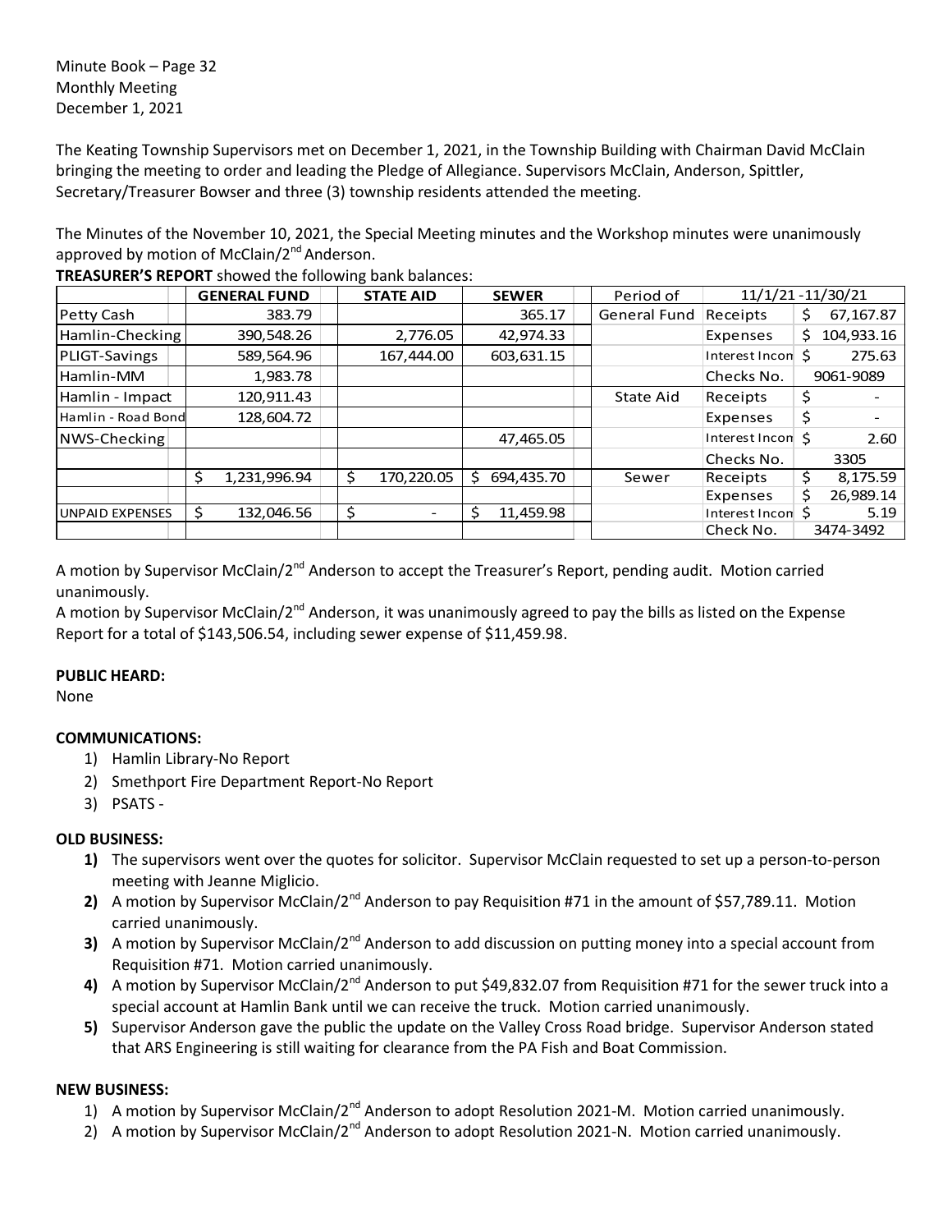Minute Book – Page 32
Monthly Meeting
December 1, 2021

The Keating Township Supervisors met on December 1, 2021, in the Township Building with Chairman David McClain bringing the meeting to order and leading the Pledge of Allegiance. Supervisors McClain, Anderson, Spittler, Secretary/Treasurer Bowser and three (3) township residents attended the meeting.

The Minutes of the November 10, 2021, the Special Meeting minutes and the Workshop minutes were unanimously approved by motion of McClain/2nd Anderson.

**TREASURER'S REPORT** showed the following bank balances:

| | GENERAL FUND | STATE AID | SEWER | Period of | 11/1/21 -11/30/21 | |
|---|---|---|---|---|---|---|
| Petty Cash | 383.79 | | 365.17 | General Fund | Receipts | $ 67,167.87 |
| Hamlin-Checking | 390,548.26 | 2,776.05 | 42,974.33 | | Expenses | $ 104,933.16 |
| PLIGT-Savings | 589,564.96 | 167,444.00 | 603,631.15 | | Interest Incon | $ 275.63 |
| Hamlin-MM | 1,983.78 | | | | Checks No. | 9061-9089 |
| Hamlin - Impact | 120,911.43 | | | State Aid | Receipts | $ - |
| Hamlin - Road Bond | 128,604.72 | | | | Expenses | $ - |
| NWS-Checking | | | 47,465.05 | | Interest Incon | $ 2.60 |
| | | | | | Checks No. | 3305 |
| | $ 1,231,996.94 | $ 170,220.05 | $ 694,435.70 | Sewer | Receipts | $ 8,175.59 |
| | | | | | Expenses | $ 26,989.14 |
| UNPAID EXPENSES | $ 132,046.56 | $ - | $ 11,459.98 | | Interest Incon | $ 5.19 |
| | | | | | Check No. | 3474-3492 |

A motion by Supervisor McClain/2nd Anderson to accept the Treasurer's Report, pending audit. Motion carried unanimously.

A motion by Supervisor McClain/2nd Anderson, it was unanimously agreed to pay the bills as listed on the Expense Report for a total of $143,506.54, including sewer expense of $11,459.98.

**PUBLIC HEARD:**

None

**COMMUNICATIONS:**

1) Hamlin Library-No Report
2) Smethport Fire Department Report-No Report
3) PSATS -

**OLD BUSINESS:**

1) The supervisors went over the quotes for solicitor. Supervisor McClain requested to set up a person-to-person meeting with Jeanne Miglicio.
2) A motion by Supervisor McClain/2nd Anderson to pay Requisition #71 in the amount of $57,789.11. Motion carried unanimously.
3) A motion by Supervisor McClain/2nd Anderson to add discussion on putting money into a special account from Requisition #71. Motion carried unanimously.
4) A motion by Supervisor McClain/2nd Anderson to put $49,832.07 from Requisition #71 for the sewer truck into a special account at Hamlin Bank until we can receive the truck. Motion carried unanimously.
5) Supervisor Anderson gave the public the update on the Valley Cross Road bridge. Supervisor Anderson stated that ARS Engineering is still waiting for clearance from the PA Fish and Boat Commission.

**NEW BUSINESS:**

1) A motion by Supervisor McClain/2nd Anderson to adopt Resolution 2021-M. Motion carried unanimously.
2) A motion by Supervisor McClain/2nd Anderson to adopt Resolution 2021-N. Motion carried unanimously.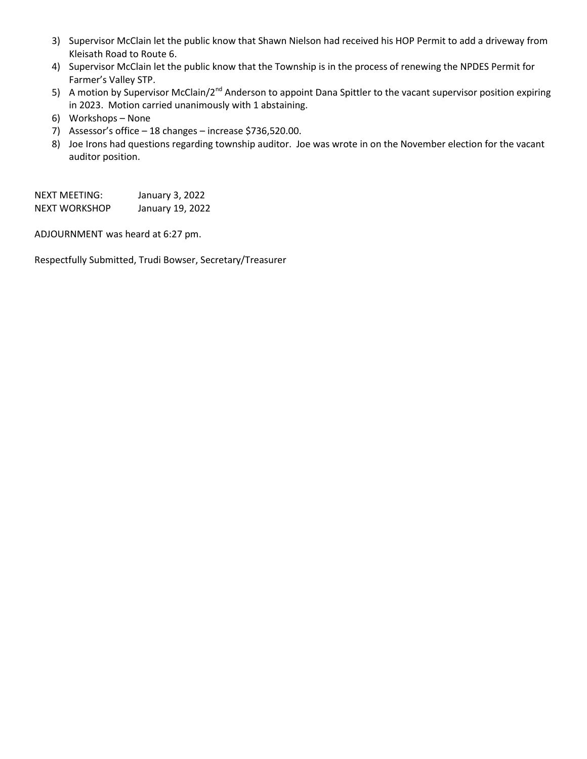3) Supervisor McClain let the public know that Shawn Nielson had received his HOP Permit to add a driveway from Kleisath Road to Route 6.
4) Supervisor McClain let the public know that the Township is in the process of renewing the NPDES Permit for Farmer's Valley STP.
5) A motion by Supervisor McClain/2nd Anderson to appoint Dana Spittler to the vacant supervisor position expiring in 2023. Motion carried unanimously with 1 abstaining.
6) Workshops – None
7) Assessor's office – 18 changes – increase $736,520.00.
8) Joe Irons had questions regarding township auditor. Joe was wrote in on the November election for the vacant auditor position.

NEXT MEETING: January 3, 2022
NEXT WORKSHOP January 19, 2022

ADJOURNMENT was heard at 6:27 pm.

Respectfully Submitted, Trudi Bowser, Secretary/Treasurer